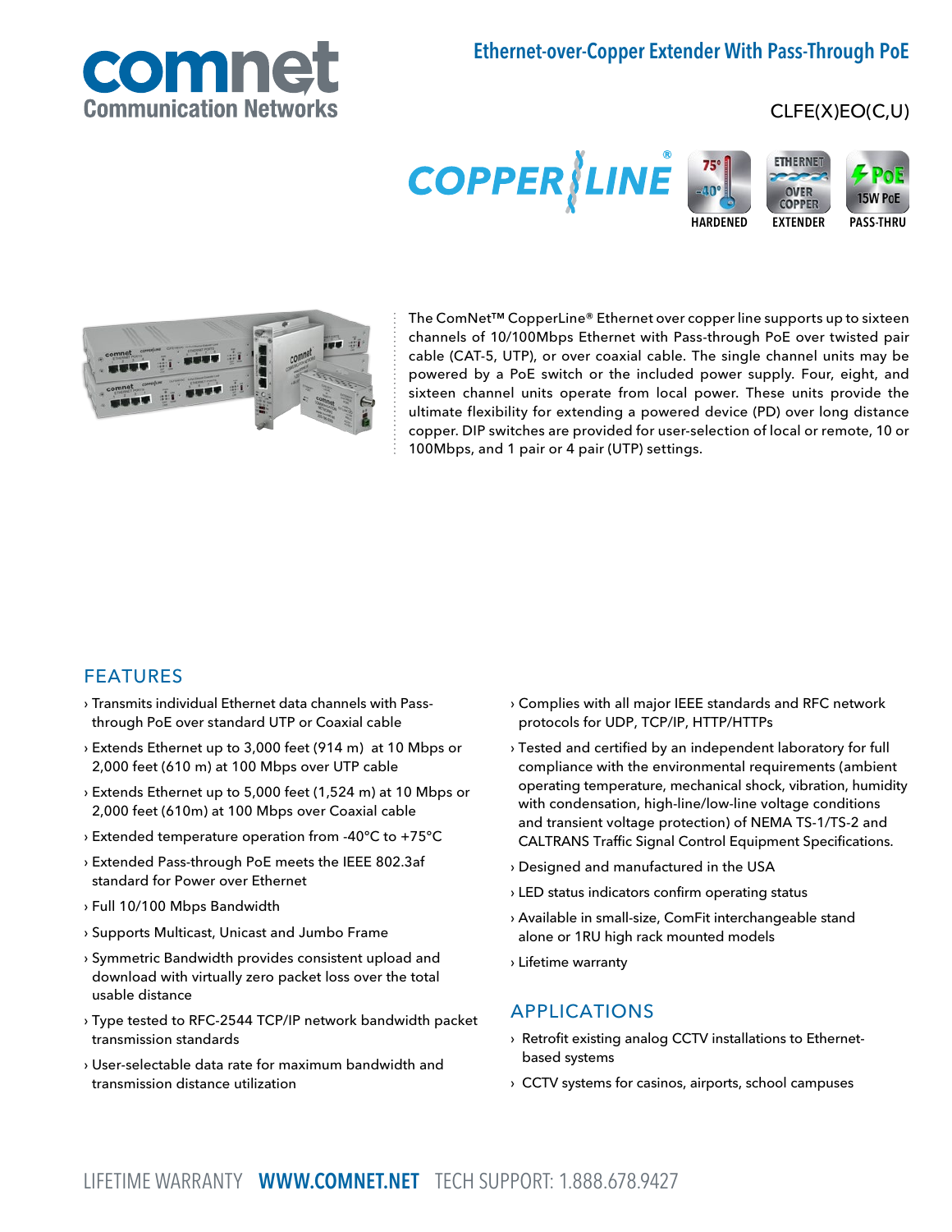comnet
Communication Networks

# Ethernet-over-Copper Extender With Pass-Through PoE

CLFE(X)EO(C,U)

COPPERLINE®

HARDENED — EXTENDER — PASS-THRU

The ComNet™ CopperLine® Ethernet over copper line supports up to sixteen channels of 10/100Mbps Ethernet with Pass-through PoE over twisted pair cable (CAT-5, UTP), or over coaxial cable. The single channel units may be powered by a PoE switch or the included power supply. Four, eight, and sixteen channel units operate from local power. These units provide the ultimate flexibility for extending a powered device (PD) over long distance copper. DIP switches are provided for user-selection of local or remote, 10 or 100Mbps, and 1 pair or 4 pair (UTP) settings.

## FEATURES

› Transmits individual Ethernet data channels with Pass-through PoE over standard UTP or Coaxial cable

› Extends Ethernet up to 3,000 feet (914 m) at 10 Mbps or 2,000 feet (610 m) at 100 Mbps over UTP cable

› Extends Ethernet up to 5,000 feet (1,524 m) at 10 Mbps or 2,000 feet (610m) at 100 Mbps over Coaxial cable

› Extended temperature operation from -40°C to +75°C

› Extended Pass-through PoE meets the IEEE 802.3af standard for Power over Ethernet

› Full 10/100 Mbps Bandwidth

› Supports Multicast, Unicast and Jumbo Frame

› Symmetric Bandwidth provides consistent upload and download with virtually zero packet loss over the total usable distance

› Type tested to RFC-2544 TCP/IP network bandwidth packet transmission standards

› User-selectable data rate for maximum bandwidth and transmission distance utilization

› Complies with all major IEEE standards and RFC network protocols for UDP, TCP/IP, HTTP/HTTPs

› Tested and certified by an independent laboratory for full compliance with the environmental requirements (ambient operating temperature, mechanical shock, vibration, humidity with condensation, high-line/low-line voltage conditions and transient voltage protection) of NEMA TS-1/TS-2 and CALTRANS Traffic Signal Control Equipment Specifications.

› Designed and manufactured in the USA

› LED status indicators confirm operating status

› Available in small-size, ComFit interchangeable stand alone or 1RU high rack mounted models

› Lifetime warranty

## APPLICATIONS

› Retrofit existing analog CCTV installations to Ethernet-based systems

› CCTV systems for casinos, airports, school campuses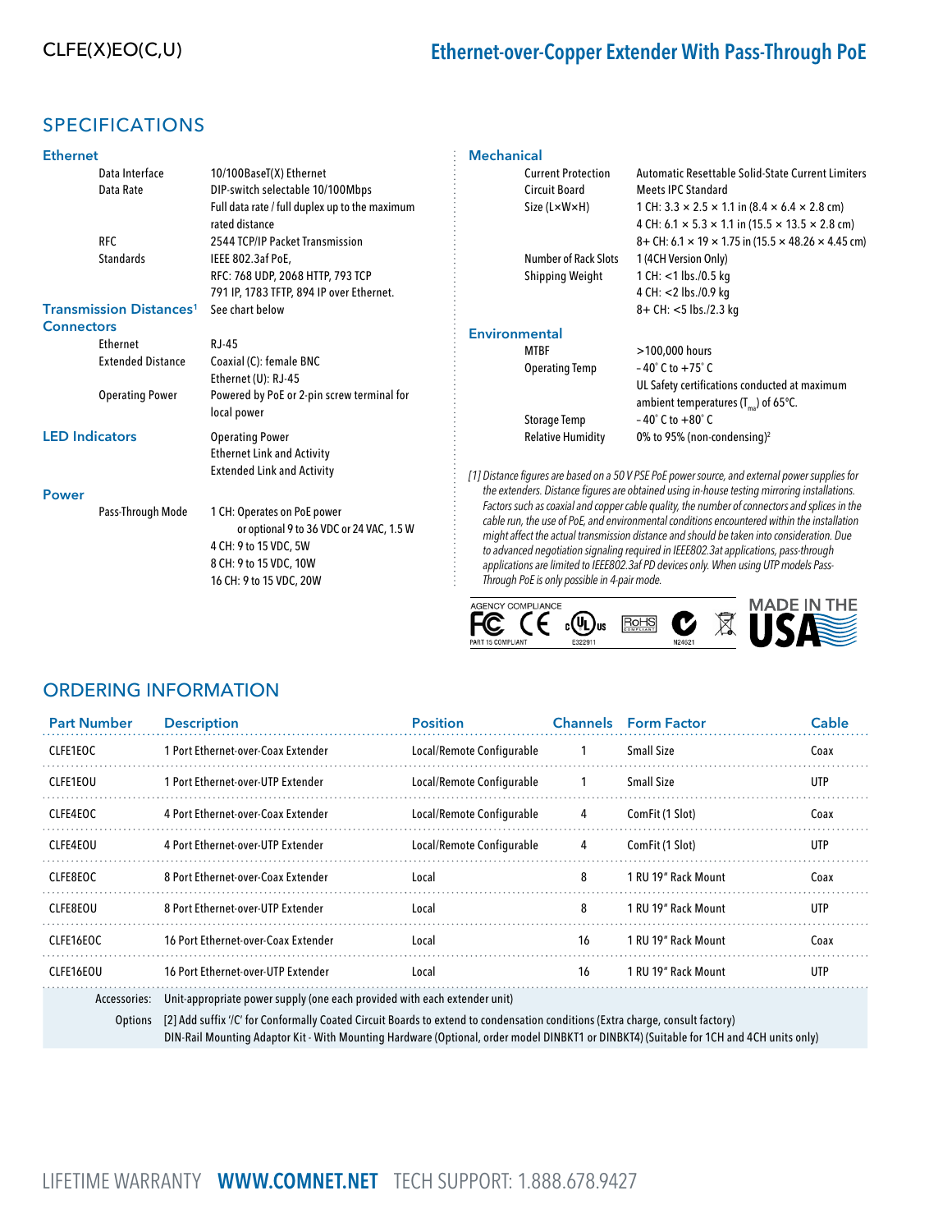# SPECIFICATIONS

## Ethernet

| | |
|---|---|
| Data Interface | 10/100BaseT(X) Ethernet |
| Data Rate | DIP-switch selectable 10/100Mbps<br>Full data rate / full duplex up to the maximum rated distance |
| RFC | 2544 TCP/IP Packet Transmission |
| Standards | IEEE 802.3af PoE,<br>RFC: 768 UDP, 2068 HTTP, 793 TCP<br>791 IP, 1783 TFTP, 894 IP over Ethernet. |

## Transmission Distances[1]

See chart below

## Connectors

| | |
|---|---|
| Ethernet | RJ-45 |
| Extended Distance | Coaxial (C): female BNC<br>Ethernet (U): RJ-45 |
| Operating Power | Powered by PoE or 2-pin screw terminal for local power |

## LED Indicators

Operating Power
Ethernet Link and Activity
Extended Link and Activity

## Power

| | |
|---|---|
| Pass-Through Mode | 1 CH: Operates on PoE power or optional 9 to 36 VDC or 24 VAC, 1.5 W<br>4 CH: 9 to 15 VDC, 5W<br>8 CH: 9 to 15 VDC, 10W<br>16 CH: 9 to 15 VDC, 20W |

## Mechanical

| | |
|---|---|
| Current Protection | Automatic Resettable Solid-State Current Limiters |
| Circuit Board | Meets IPC Standard |
| Size (L×W×H) | 1 CH: 3.3 × 2.5 × 1.1 in (8.4 × 6.4 × 2.8 cm)<br>4 CH: 6.1 × 5.3 × 1.1 in (15.5 × 13.5 × 2.8 cm)<br>8+ CH: 6.1 × 19 × 1.75 in (15.5 × 48.26 × 4.45 cm) |
| Number of Rack Slots | 1 (4CH Version Only) |
| Shipping Weight | 1 CH: <1 lbs./0.5 kg<br>4 CH: <2 lbs./0.9 kg<br>8+ CH: <5 lbs./2.3 kg |

## Environmental

| | |
|---|---|
| MTBF | >100,000 hours |
| Operating Temp | – 40° C to +75° C<br>UL Safety certifications conducted at maximum ambient temperatures ($T_{ma}$) of 65°C. |
| Storage Temp | – 40° C to +80° C |
| Relative Humidity | 0% to 95% (non-condensing)[2] |

*[1] Distance figures are based on a 50 V PSE PoE power source, and external power supplies for the extenders. Distance figures are obtained using in-house testing mirroring installations. Factors such as coaxial and copper cable quality, the number of connectors and splices in the cable run, the use of PoE, and environmental conditions encountered within the installation might affect the actual transmission distance and should be taken into consideration. Due to advanced negotiation signaling required in IEEE802.3at applications, pass-through applications are limited to IEEE802.3af PD devices only. When using UTP models Pass-Through PoE is only possible in 4-pair mode.*

AGENCY COMPLIANCE — FCC PART 15 COMPLIANT, CE, cULus E322911, RoHS, N24621 — MADE IN THE USA

# ORDERING INFORMATION

| Part Number | Description | Position | Channels | Form Factor | Cable |
|---|---|---|---|---|---|
| CLFE1EOC | 1 Port Ethernet-over-Coax Extender | Local/Remote Configurable | 1 | Small Size | Coax |
| CLFE1EOU | 1 Port Ethernet-over-UTP Extender | Local/Remote Configurable | 1 | Small Size | UTP |
| CLFE4EOC | 4 Port Ethernet-over-Coax Extender | Local/Remote Configurable | 4 | ComFit (1 Slot) | Coax |
| CLFE4EOU | 4 Port Ethernet-over-UTP Extender | Local/Remote Configurable | 4 | ComFit (1 Slot) | UTP |
| CLFE8EOC | 8 Port Ethernet-over-Coax Extender | Local | 8 | 1 RU 19" Rack Mount | Coax |
| CLFE8EOU | 8 Port Ethernet-over-UTP Extender | Local | 8 | 1 RU 19" Rack Mount | UTP |
| CLFE16EOC | 16 Port Ethernet-over-Coax Extender | Local | 16 | 1 RU 19" Rack Mount | Coax |
| CLFE16EOU | 16 Port Ethernet-over-UTP Extender | Local | 16 | 1 RU 19" Rack Mount | UTP |

Accessories: Unit-appropriate power supply (one each provided with each extender unit)

Options [2] Add suffix 'C' for Conformally Coated Circuit Boards to extend to condensation conditions (Extra charge, consult factory)
DIN-Rail Mounting Adaptor Kit - With Mounting Hardware (Optional, order model DINBKT1 or DINBKT4) (Suitable for 1CH and 4CH units only)

LIFETIME WARRANTY **WWW.COMNET.NET** TECH SUPPORT: 1.888.678.9427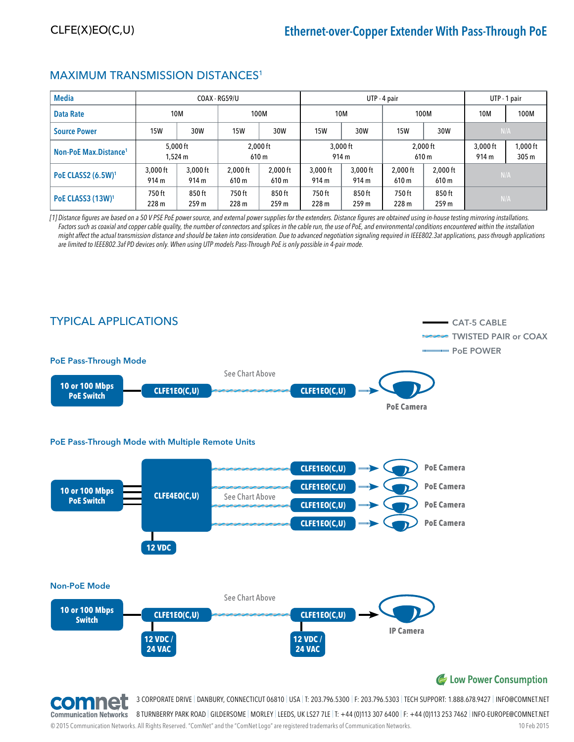## MAXIMUM TRANSMISSION DISTANCES[1]

| Media | COAX - RG59/U | | | | UTP - 4 pair | | | | UTP - 1 pair | |
|---|---|---|---|---|---|---|---|---|---|---|
| Data Rate | 10M | | 100M | | 10M | | 100M | | 10M | 100M |
| Source Power | 15W | 30W | 15W | 30W | 15W | 30W | 15W | 30W | N/A | |
| Non-PoE Max.Distance[1] | 5,000 ft 1,524 m | | 2,000 ft 610 m | | 3,000 ft 914 m | | 2,000 ft 610 m | | 3,000 ft 914 m | 1,000 ft 305 m |
| PoE CLASS2 (6.5W)[1] | 3,000 ft 914 m | 3,000 ft 914 m | 2,000 ft 610 m | 2,000 ft 610 m | 3,000 ft 914 m | 3,000 ft 914 m | 2,000 ft 610 m | 2,000 ft 610 m | N/A | |
| PoE CLASS3 (13W)[1] | 750 ft 228 m | 850 ft 259 m | 750 ft 228 m | 850 ft 259 m | 750 ft 228 m | 850 ft 259 m | 750 ft 228 m | 850 ft 259 m | N/A | |

*[1] Distance figures are based on a 50 V PSE PoE power source, and external power supplies for the extenders. Distance figures are obtained using in-house testing mirroring installations. Factors such as coaxial and copper cable quality, the number of connectors and splices in the cable run, the use of PoE, and environmental conditions encountered within the installation might affect the actual transmission distance and should be taken into consideration. Due to advanced negotiation signaling required in IEEE802.3at applications, pass-through applications are limited to IEEE802.3af PD devices only. When using UTP models Pass-Through PoE is only possible in 4-pair mode.*

## TYPICAL APPLICATIONS

CAT-5 CABLE
TWISTED PAIR or COAX
PoE POWER

### PoE Pass-Through Mode

10 or 100 Mbps PoE Switch
CLFE1EO(C,U)
See Chart Above
CLFE1EO(C,U)
PoE Camera

### PoE Pass-Through Mode with Multiple Remote Units

10 or 100 Mbps PoE Switch
CLFE4EO(C,U)
12 VDC
See Chart Above
CLFE1EO(C,U)
CLFE1EO(C,U)
CLFE1EO(C,U)
CLFE1EO(C,U)
PoE Camera
PoE Camera
PoE Camera
PoE Camera

### Non-PoE Mode

10 or 100 Mbps Switch
CLFE1EO(C,U)
12 VDC / 24 VAC
See Chart Above
CLFE1EO(C,U)
12 VDC / 24 VAC
IP Camera

Low Power Consumption

3 CORPORATE DRIVE | DANBURY, CONNECTICUT 06810 | USA | T: 203.796.5300 | F: 203.796.5303 | TECH SUPPORT: 1.888.678.9427 | INFO@COMNET.NET
8 TURNBERRY PARK ROAD | GILDERSOME | MORLEY | LEEDS, UK LS27 7LE | T: +44 (0)113 307 6400 | F: +44 (0)113 253 7462 | INFO-EUROPE@COMNET.NET

© 2015 Communication Networks. All Rights Reserved. "ComNet" and the "ComNet Logo" are registered trademarks of Communication Networks. 10 Feb 2015